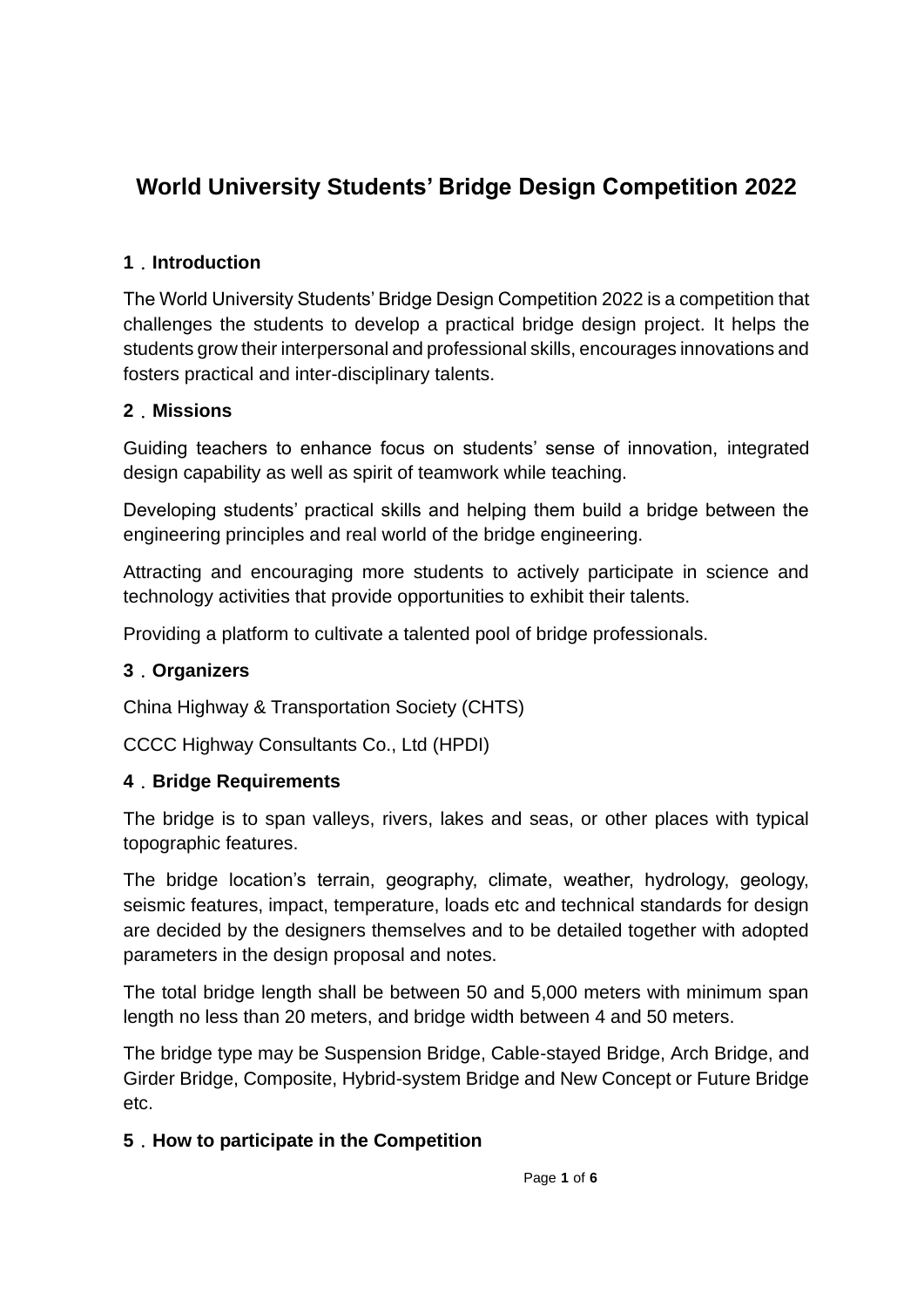# World University Students' Bridge Design Competition 2022

## 1．Introduction

The World University Students' Bridge Design Competition 2022 is a competition that challenges the students to develop a practical bridge design project. It helps the students grow their interpersonal and professional skills, encourages innovations and fosters practical and inter-disciplinary talents.

## 2．Missions

Guiding teachers to enhance focus on students' sense of innovation, integrated design capability as well as spirit of teamwork while teaching.

Developing students' practical skills and helping them build a bridge between the engineering principles and real world of the bridge engineering.

Attracting and encouraging more students to actively participate in science and technology activities that provide opportunities to exhibit their talents.

Providing a platform to cultivate a talented pool of bridge professionals.

## 3．Organizers

China Highway & Transportation Society (CHTS)

CCCC Highway Consultants Co., Ltd (HPDI)

## 4．Bridge Requirements

The bridge is to span valleys, rivers, lakes and seas, or other places with typical topographic features.

The bridge location's terrain, geography, climate, weather, hydrology, geology, seismic features, impact, temperature, loads etc and technical standards for design are decided by the designers themselves and to be detailed together with adopted parameters in the design proposal and notes.

The total bridge length shall be between 50 and 5,000 meters with minimum span length no less than 20 meters, and bridge width between 4 and 50 meters.

The bridge type may be Suspension Bridge, Cable-stayed Bridge, Arch Bridge, and Girder Bridge, Composite, Hybrid-system Bridge and New Concept or Future Bridge etc.

## 5．How to participate in the Competition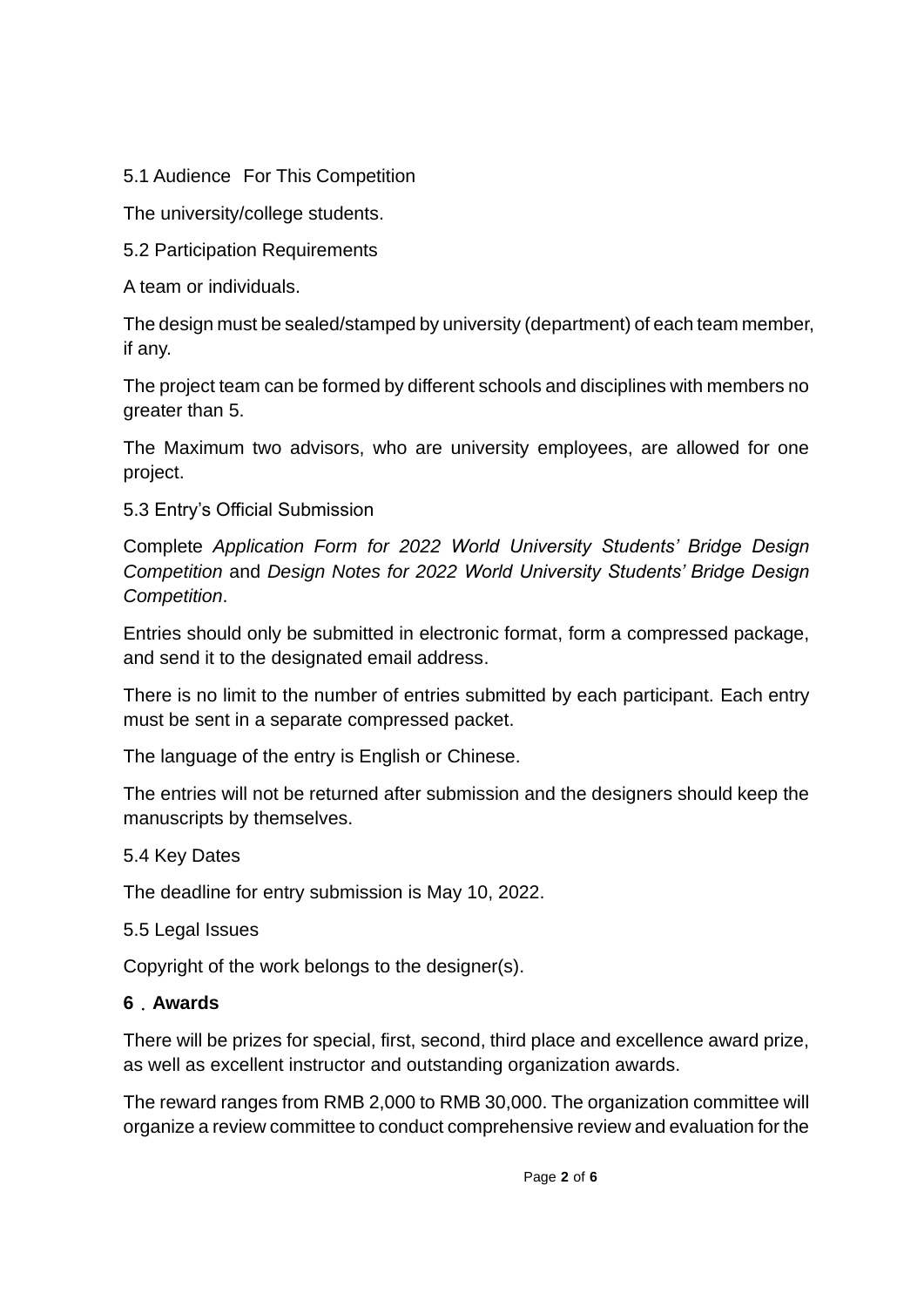### 5.1 Audience For This Competition

The university/college students.

### 5.2 Participation Requirements

A team or individuals.

The design must be sealed/stamped by university (department) of each team member, if any.

The project team can be formed by different schools and disciplines with members no greater than 5.

The Maximum two advisors, who are university employees, are allowed for one project.

### 5.3 Entry's Official Submission

Complete *Application Form for 2022 World University Students' Bridge Design Competition* and *Design Notes for 2022 World University Students' Bridge Design Competition*.

Entries should only be submitted in electronic format, form a compressed package, and send it to the designated email address.

There is no limit to the number of entries submitted by each participant. Each entry must be sent in a separate compressed packet.

The language of the entry is English or Chinese.

The entries will not be returned after submission and the designers should keep the manuscripts by themselves.

### 5.4 Key Dates

The deadline for entry submission is May 10, 2022.

### 5.5 Legal Issues

Copyright of the work belongs to the designer(s).

## **6．Awards**

There will be prizes for special, first, second, third place and excellence award prize, as well as excellent instructor and outstanding organization awards.

The reward ranges from RMB 2,000 to RMB 30,000. The organization committee will organize a review committee to conduct comprehensive review and evaluation for the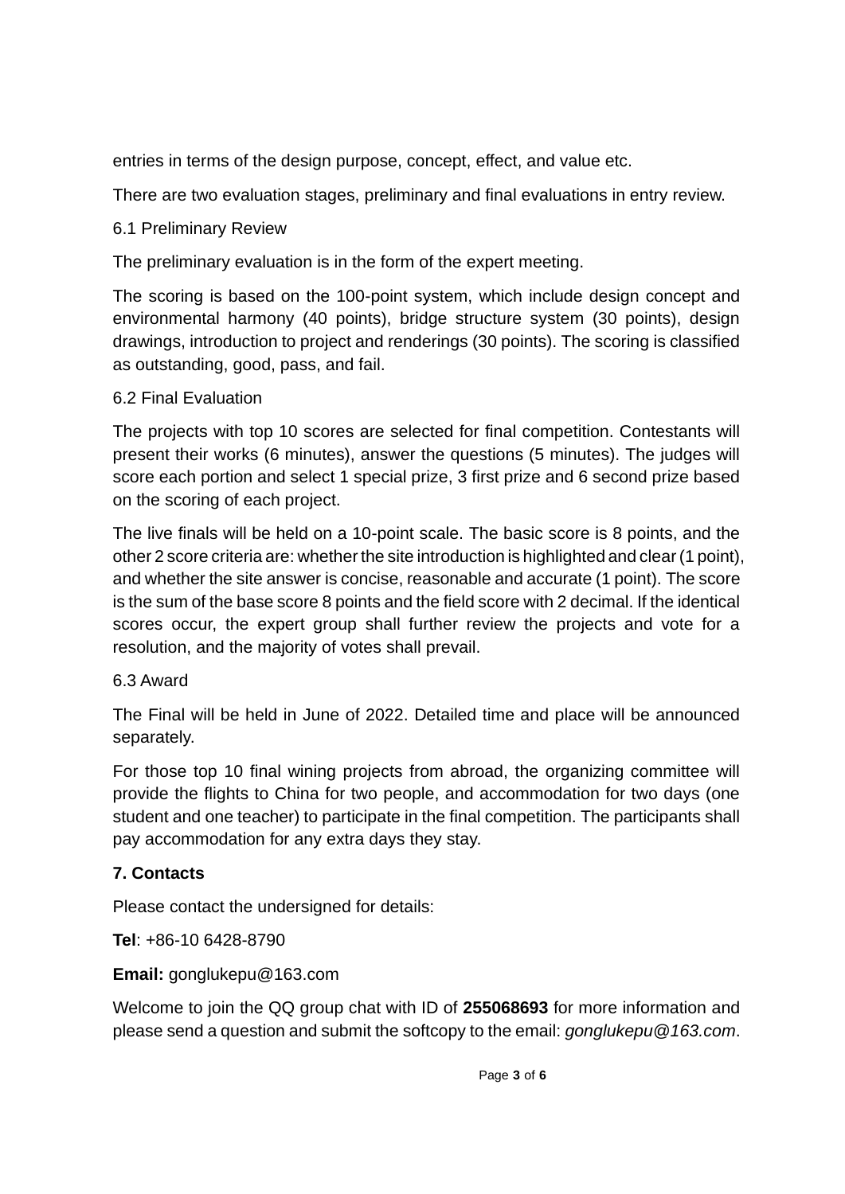entries in terms of the design purpose, concept, effect, and value etc.

There are two evaluation stages, preliminary and final evaluations in entry review.

6.1 Preliminary Review

The preliminary evaluation is in the form of the expert meeting.

The scoring is based on the 100-point system, which include design concept and environmental harmony (40 points), bridge structure system (30 points), design drawings, introduction to project and renderings (30 points). The scoring is classified as outstanding, good, pass, and fail.

6.2 Final Evaluation

The projects with top 10 scores are selected for final competition. Contestants will present their works (6 minutes), answer the questions (5 minutes). The judges will score each portion and select 1 special prize, 3 first prize and 6 second prize based on the scoring of each project.

The live finals will be held on a 10-point scale. The basic score is 8 points, and the other 2 score criteria are: whether the site introduction is highlighted and clear (1 point), and whether the site answer is concise, reasonable and accurate (1 point). The score is the sum of the base score 8 points and the field score with 2 decimal. If the identical scores occur, the expert group shall further review the projects and vote for a resolution, and the majority of votes shall prevail.

6.3 Award

The Final will be held in June of 2022. Detailed time and place will be announced separately.

For those top 10 final wining projects from abroad, the organizing committee will provide the flights to China for two people, and accommodation for two days (one student and one teacher) to participate in the final competition. The participants shall pay accommodation for any extra days they stay.

## 7. Contacts

Please contact the undersigned for details:

**Tel**: +86-10 6428-8790

**Email:** gonglukepu@163.com

Welcome to join the QQ group chat with ID of **255068693** for more information and please send a question and submit the softcopy to the email: *gonglukepu@163.com*.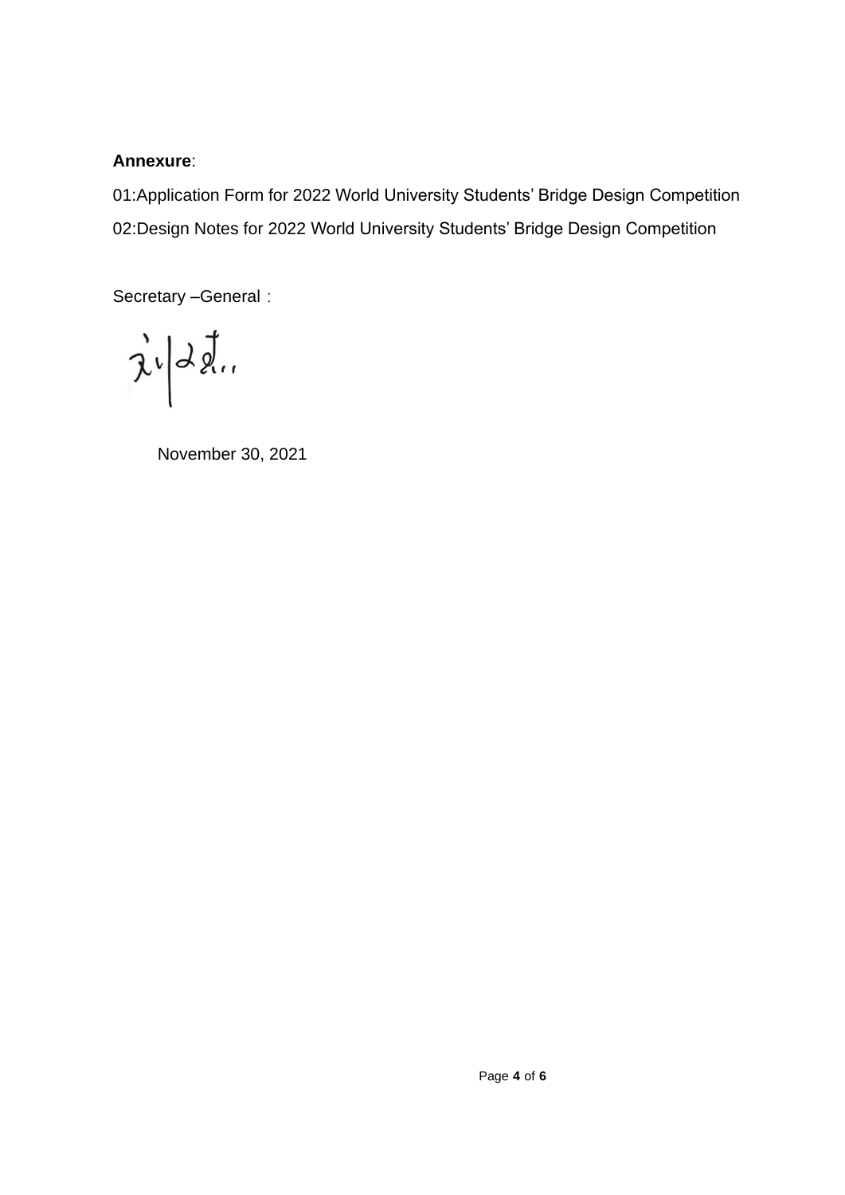**Annexure**:

01:Application Form for 2022 World University Students' Bridge Design Competition

02:Design Notes for 2022 World University Students' Bridge Design Competition

Secretary –General：

November 30, 2021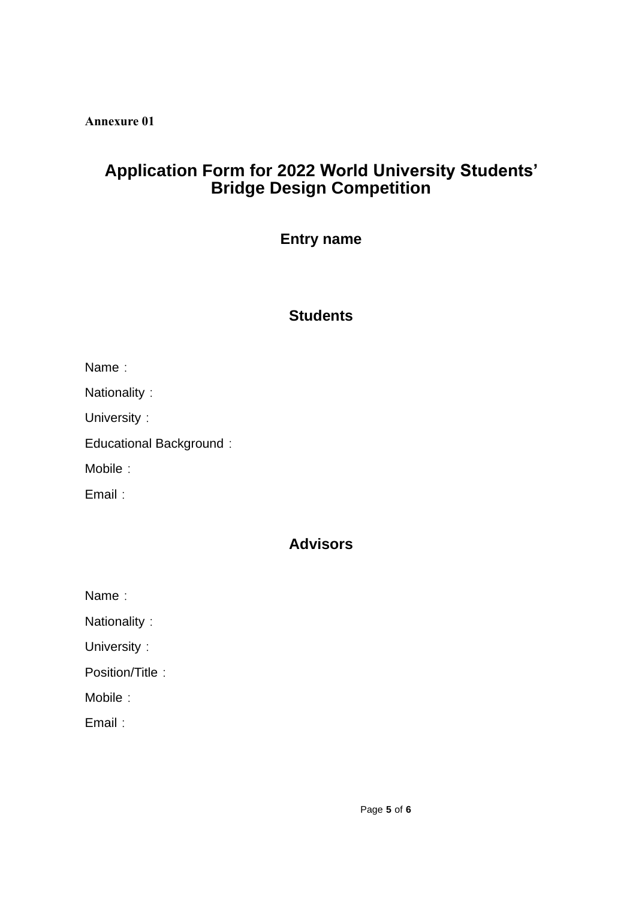**Annexure 01**

# Application Form for 2022 World University Students' Bridge Design Competition

## Entry name

## Students

Name：

Nationality：

University：

Educational Background：

Mobile：

Email：

## Advisors

Name：

Nationality：

University：

Position/Title：

Mobile：

Email：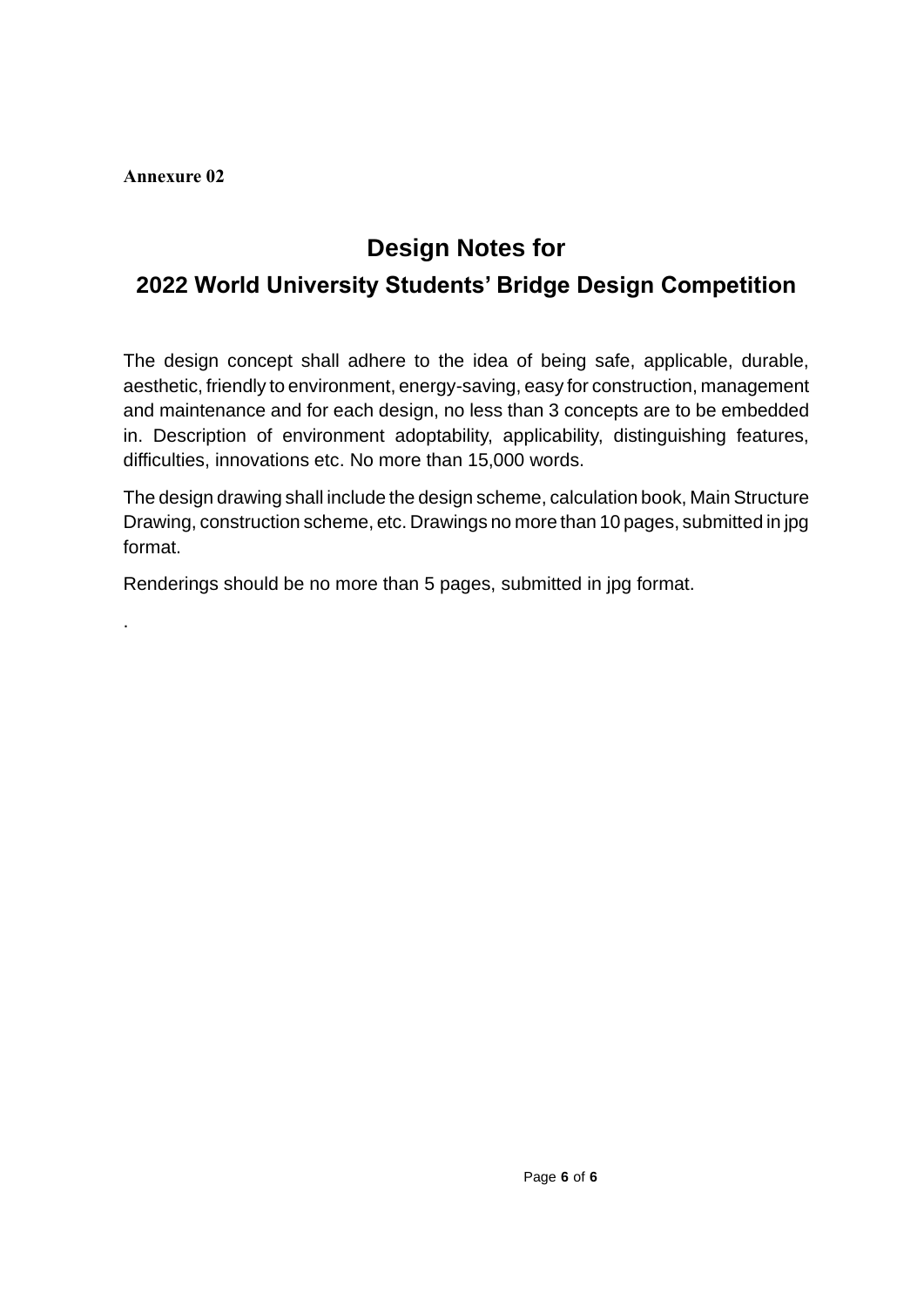**Annexure 02**

# Design Notes for

# 2022 World University Students' Bridge Design Competition

The design concept shall adhere to the idea of being safe, applicable, durable, aesthetic, friendly to environment, energy-saving, easy for construction, management and maintenance and for each design, no less than 3 concepts are to be embedded in. Description of environment adoptability, applicability, distinguishing features, difficulties, innovations etc. No more than 15,000 words.

The design drawing shall include the design scheme, calculation book, Main Structure Drawing, construction scheme, etc. Drawings no more than 10 pages, submitted in jpg format.

Renderings should be no more than 5 pages, submitted in jpg format.

.